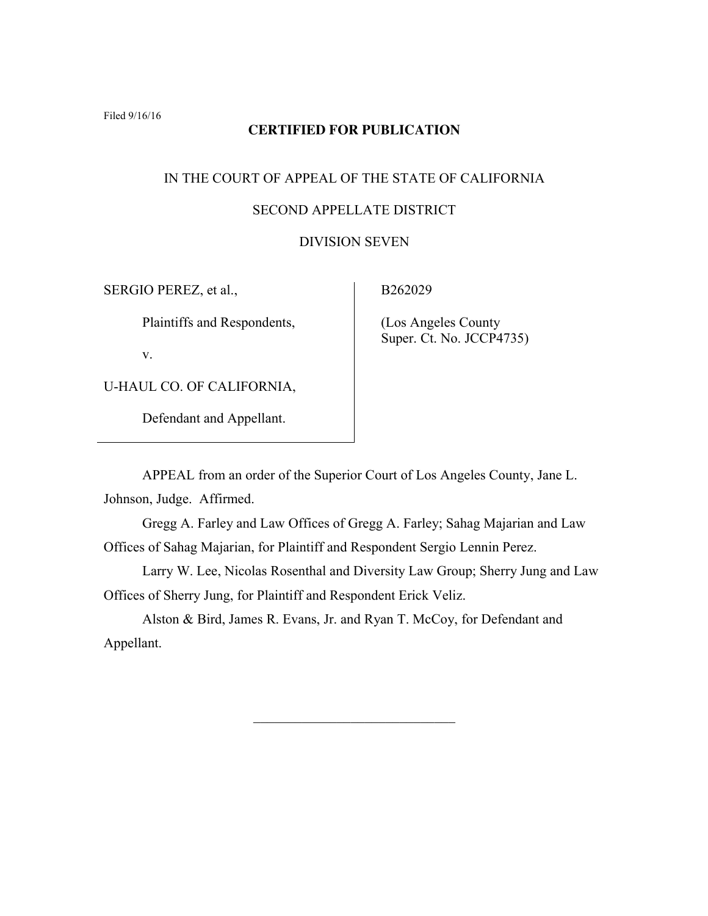Filed 9/16/16

**CERTIFIED FOR PUBLICATION**

IN THE COURT OF APPEAL OF THE STATE OF CALIFORNIA

SECOND APPELLATE DISTRICT

DIVISION SEVEN

| | |
|---|---|
| SERGIO PEREZ, et al.,<br><br>Plaintiffs and Respondents,<br><br>v.<br><br>U-HAUL CO. OF CALIFORNIA,<br><br>Defendant and Appellant. | B262029<br><br>(Los Angeles County Super. Ct. No. JCCP4735) |

APPEAL from an order of the Superior Court of Los Angeles County, Jane L. Johnson, Judge. Affirmed.

Gregg A. Farley and Law Offices of Gregg A. Farley; Sahag Majarian and Law Offices of Sahag Majarian, for Plaintiff and Respondent Sergio Lennin Perez.

Larry W. Lee, Nicolas Rosenthal and Diversity Law Group; Sherry Jung and Law Offices of Sherry Jung, for Plaintiff and Respondent Erick Veliz.

Alston & Bird, James R. Evans, Jr. and Ryan T. McCoy, for Defendant and Appellant.

______________________________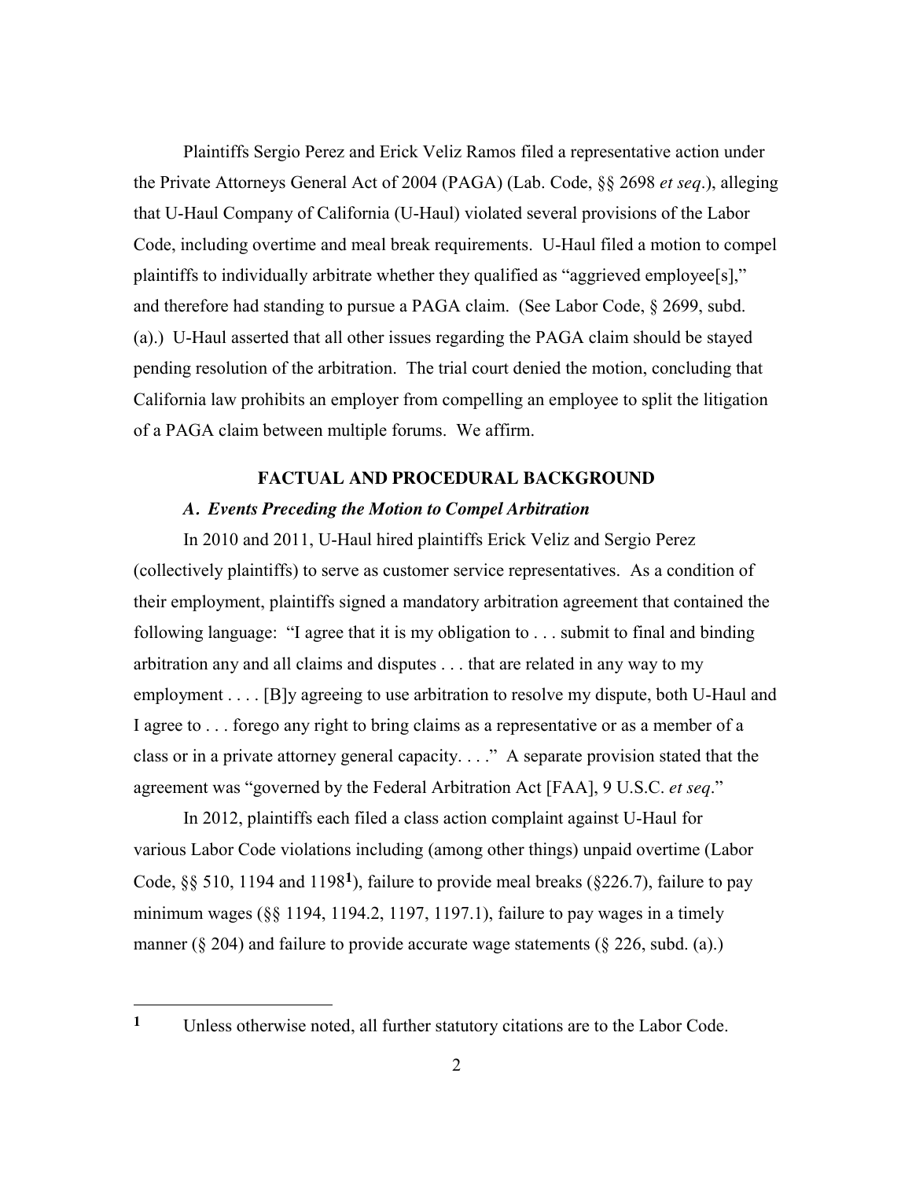Plaintiffs Sergio Perez and Erick Veliz Ramos filed a representative action under the Private Attorneys General Act of 2004 (PAGA) (Lab. Code, §§ 2698 *et seq*.), alleging that U-Haul Company of California (U-Haul) violated several provisions of the Labor Code, including overtime and meal break requirements. U-Haul filed a motion to compel plaintiffs to individually arbitrate whether they qualified as "aggrieved employee[s]," and therefore had standing to pursue a PAGA claim. (See Labor Code, § 2699, subd. (a).) U-Haul asserted that all other issues regarding the PAGA claim should be stayed pending resolution of the arbitration. The trial court denied the motion, concluding that California law prohibits an employer from compelling an employee to split the litigation of a PAGA claim between multiple forums. We affirm.

## FACTUAL AND PROCEDURAL BACKGROUND

### *A. Events Preceding the Motion to Compel Arbitration*

In 2010 and 2011, U-Haul hired plaintiffs Erick Veliz and Sergio Perez (collectively plaintiffs) to serve as customer service representatives. As a condition of their employment, plaintiffs signed a mandatory arbitration agreement that contained the following language: "I agree that it is my obligation to . . . submit to final and binding arbitration any and all claims and disputes . . . that are related in any way to my employment . . . . [B]y agreeing to use arbitration to resolve my dispute, both U-Haul and I agree to . . . forego any right to bring claims as a representative or as a member of a class or in a private attorney general capacity. . . ." A separate provision stated that the agreement was "governed by the Federal Arbitration Act [FAA], 9 U.S.C. *et seq*."

In 2012, plaintiffs each filed a class action complaint against U-Haul for various Labor Code violations including (among other things) unpaid overtime (Labor Code, §§ 510, 1194 and 1198[1]), failure to provide meal breaks (§226.7), failure to pay minimum wages (§§ 1194, 1194.2, 1197, 1197.1), failure to pay wages in a timely manner (§ 204) and failure to provide accurate wage statements (§ 226, subd. (a).)

---

[1] Unless otherwise noted, all further statutory citations are to the Labor Code.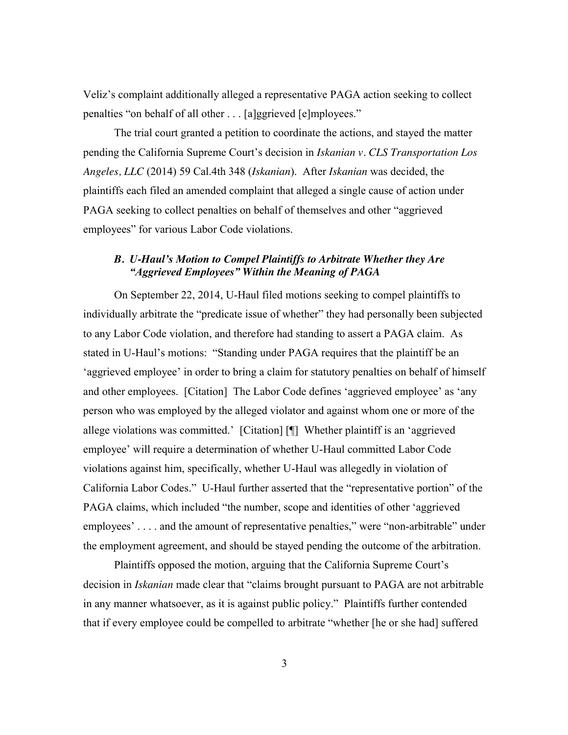Veliz's complaint additionally alleged a representative PAGA action seeking to collect penalties "on behalf of all other . . . [a]ggrieved [e]mployees."

The trial court granted a petition to coordinate the actions, and stayed the matter pending the California Supreme Court's decision in *Iskanian v. CLS Transportation Los Angeles, LLC* (2014) 59 Cal.4th 348 (*Iskanian*). After *Iskanian* was decided, the plaintiffs each filed an amended complaint that alleged a single cause of action under PAGA seeking to collect penalties on behalf of themselves and other "aggrieved employees" for various Labor Code violations.

### *B. U-Haul's Motion to Compel Plaintiffs to Arbitrate Whether they Are "Aggrieved Employees" Within the Meaning of PAGA*

On September 22, 2014, U-Haul filed motions seeking to compel plaintiffs to individually arbitrate the "predicate issue of whether" they had personally been subjected to any Labor Code violation, and therefore had standing to assert a PAGA claim. As stated in U-Haul's motions: "Standing under PAGA requires that the plaintiff be an 'aggrieved employee' in order to bring a claim for statutory penalties on behalf of himself and other employees. [Citation] The Labor Code defines 'aggrieved employee' as 'any person who was employed by the alleged violator and against whom one or more of the allege violations was committed.' [Citation] [¶] Whether plaintiff is an 'aggrieved employee' will require a determination of whether U-Haul committed Labor Code violations against him, specifically, whether U-Haul was allegedly in violation of California Labor Codes." U-Haul further asserted that the "representative portion" of the PAGA claims, which included "the number, scope and identities of other 'aggrieved employees' . . . . and the amount of representative penalties," were "non-arbitrable" under the employment agreement, and should be stayed pending the outcome of the arbitration.

Plaintiffs opposed the motion, arguing that the California Supreme Court's decision in *Iskanian* made clear that "claims brought pursuant to PAGA are not arbitrable in any manner whatsoever, as it is against public policy." Plaintiffs further contended that if every employee could be compelled to arbitrate "whether [he or she had] suffered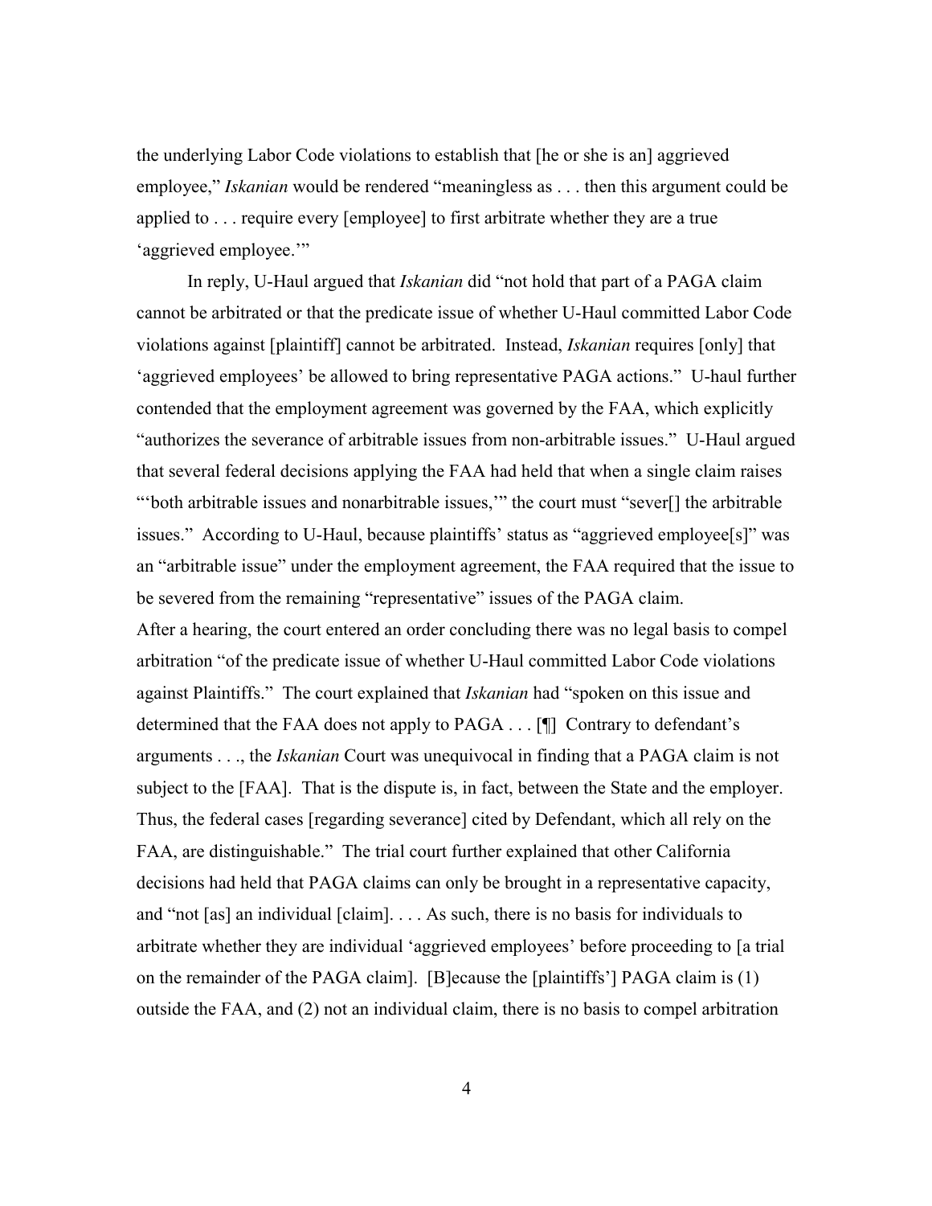the underlying Labor Code violations to establish that [he or she is an] aggrieved employee," *Iskanian* would be rendered "meaningless as . . . then this argument could be applied to . . . require every [employee] to first arbitrate whether they are a true 'aggrieved employee.'"

In reply, U-Haul argued that *Iskanian* did "not hold that part of a PAGA claim cannot be arbitrated or that the predicate issue of whether U-Haul committed Labor Code violations against [plaintiff] cannot be arbitrated. Instead, *Iskanian* requires [only] that 'aggrieved employees' be allowed to bring representative PAGA actions." U-haul further contended that the employment agreement was governed by the FAA, which explicitly "authorizes the severance of arbitrable issues from non-arbitrable issues." U-Haul argued that several federal decisions applying the FAA had held that when a single claim raises "'both arbitrable issues and nonarbitrable issues,'" the court must "sever[] the arbitrable issues." According to U-Haul, because plaintiffs' status as "aggrieved employee[s]" was an "arbitrable issue" under the employment agreement, the FAA required that the issue to be severed from the remaining "representative" issues of the PAGA claim.

After a hearing, the court entered an order concluding there was no legal basis to compel arbitration "of the predicate issue of whether U-Haul committed Labor Code violations against Plaintiffs." The court explained that *Iskanian* had "spoken on this issue and determined that the FAA does not apply to PAGA . . . [¶] Contrary to defendant's arguments . . ., the *Iskanian* Court was unequivocal in finding that a PAGA claim is not subject to the [FAA]. That is the dispute is, in fact, between the State and the employer. Thus, the federal cases [regarding severance] cited by Defendant, which all rely on the FAA, are distinguishable." The trial court further explained that other California decisions had held that PAGA claims can only be brought in a representative capacity, and "not [as] an individual [claim]. . . . As such, there is no basis for individuals to arbitrate whether they are individual 'aggrieved employees' before proceeding to [a trial on the remainder of the PAGA claim]. [B]ecause the [plaintiffs'] PAGA claim is (1) outside the FAA, and (2) not an individual claim, there is no basis to compel arbitration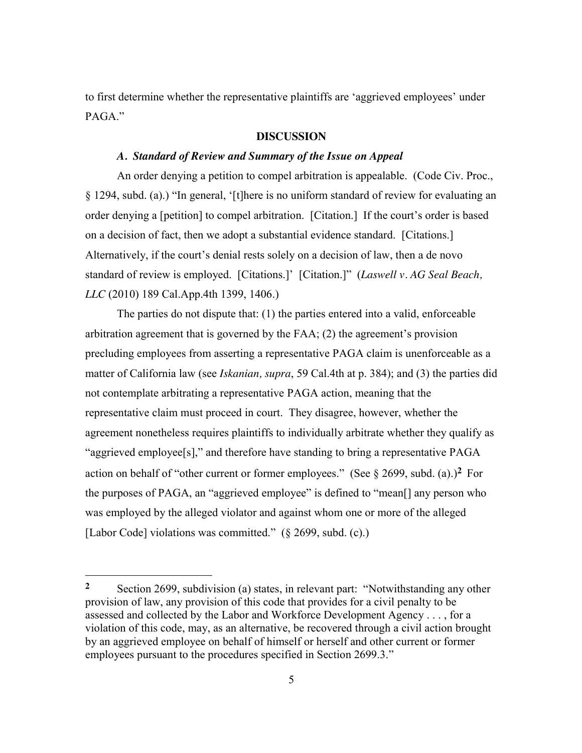to first determine whether the representative plaintiffs are 'aggrieved employees' under PAGA."

## DISCUSSION

### *A. Standard of Review and Summary of the Issue on Appeal*

An order denying a petition to compel arbitration is appealable. (Code Civ. Proc., § 1294, subd. (a).) "In general, '[t]here is no uniform standard of review for evaluating an order denying a [petition] to compel arbitration. [Citation.] If the court's order is based on a decision of fact, then we adopt a substantial evidence standard. [Citations.] Alternatively, if the court's denial rests solely on a decision of law, then a de novo standard of review is employed. [Citations.]' [Citation.]" (*Laswell v. AG Seal Beach, LLC* (2010) 189 Cal.App.4th 1399, 1406.)

The parties do not dispute that: (1) the parties entered into a valid, enforceable arbitration agreement that is governed by the FAA; (2) the agreement's provision precluding employees from asserting a representative PAGA claim is unenforceable as a matter of California law (see *Iskanian, supra*, 59 Cal.4th at p. 384); and (3) the parties did not contemplate arbitrating a representative PAGA action, meaning that the representative claim must proceed in court. They disagree, however, whether the agreement nonetheless requires plaintiffs to individually arbitrate whether they qualify as "aggrieved employee[s]," and therefore have standing to bring a representative PAGA action on behalf of "other current or former employees." (See § 2699, subd. (a).)[2] For the purposes of PAGA, an "aggrieved employee" is defined to "mean[] any person who was employed by the alleged violator and against whom one or more of the alleged [Labor Code] violations was committed." (§ 2699, subd. (c).)

---

[2] Section 2699, subdivision (a) states, in relevant part: "Notwithstanding any other provision of law, any provision of this code that provides for a civil penalty to be assessed and collected by the Labor and Workforce Development Agency . . . , for a violation of this code, may, as an alternative, be recovered through a civil action brought by an aggrieved employee on behalf of himself or herself and other current or former employees pursuant to the procedures specified in Section 2699.3."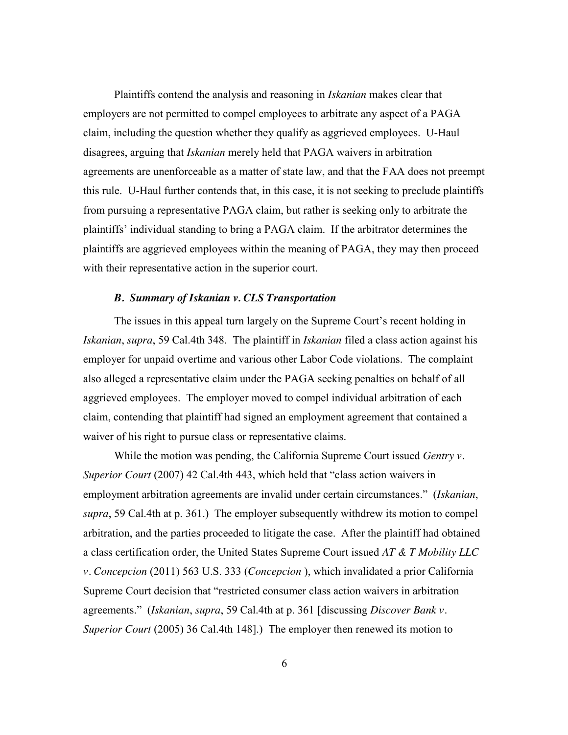Plaintiffs contend the analysis and reasoning in *Iskanian* makes clear that employers are not permitted to compel employees to arbitrate any aspect of a PAGA claim, including the question whether they qualify as aggrieved employees. U-Haul disagrees, arguing that *Iskanian* merely held that PAGA waivers in arbitration agreements are unenforceable as a matter of state law, and that the FAA does not preempt this rule. U-Haul further contends that, in this case, it is not seeking to preclude plaintiffs from pursuing a representative PAGA claim, but rather is seeking only to arbitrate the plaintiffs' individual standing to bring a PAGA claim. If the arbitrator determines the plaintiffs are aggrieved employees within the meaning of PAGA, they may then proceed with their representative action in the superior court.

### *B. Summary of Iskanian v. CLS Transportation*

The issues in this appeal turn largely on the Supreme Court's recent holding in *Iskanian*, *supra*, 59 Cal.4th 348. The plaintiff in *Iskanian* filed a class action against his employer for unpaid overtime and various other Labor Code violations. The complaint also alleged a representative claim under the PAGA seeking penalties on behalf of all aggrieved employees. The employer moved to compel individual arbitration of each claim, contending that plaintiff had signed an employment agreement that contained a waiver of his right to pursue class or representative claims.

While the motion was pending, the California Supreme Court issued *Gentry v. Superior Court* (2007) 42 Cal.4th 443, which held that "class action waivers in employment arbitration agreements are invalid under certain circumstances." (*Iskanian*, *supra*, 59 Cal.4th at p. 361.) The employer subsequently withdrew its motion to compel arbitration, and the parties proceeded to litigate the case. After the plaintiff had obtained a class certification order, the United States Supreme Court issued *AT & T Mobility LLC v. Concepcion* (2011) 563 U.S. 333 (*Concepcion* ), which invalidated a prior California Supreme Court decision that "restricted consumer class action waivers in arbitration agreements." (*Iskanian*, *supra*, 59 Cal.4th at p. 361 [discussing *Discover Bank v. Superior Court* (2005) 36 Cal.4th 148].) The employer then renewed its motion to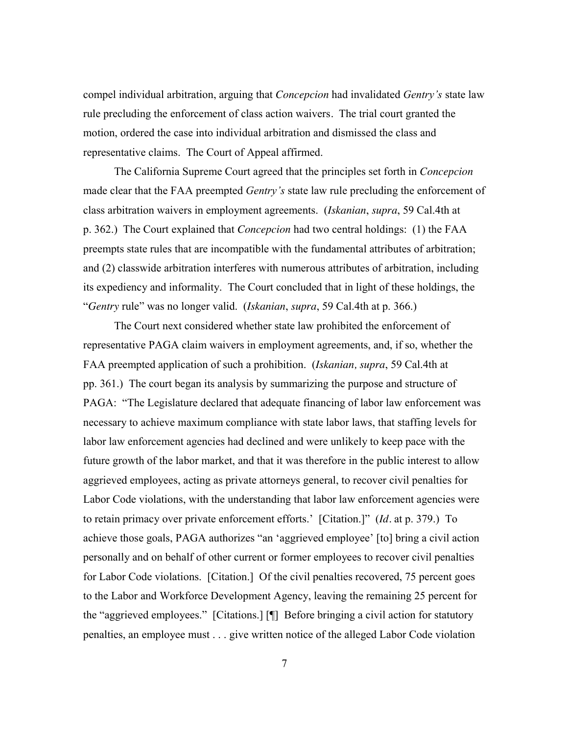compel individual arbitration, arguing that *Concepcion* had invalidated *Gentry's* state law rule precluding the enforcement of class action waivers. The trial court granted the motion, ordered the case into individual arbitration and dismissed the class and representative claims. The Court of Appeal affirmed.

The California Supreme Court agreed that the principles set forth in *Concepcion* made clear that the FAA preempted *Gentry's* state law rule precluding the enforcement of class arbitration waivers in employment agreements. (*Iskanian*, *supra*, 59 Cal.4th at p. 362.) The Court explained that *Concepcion* had two central holdings: (1) the FAA preempts state rules that are incompatible with the fundamental attributes of arbitration; and (2) classwide arbitration interferes with numerous attributes of arbitration, including its expediency and informality. The Court concluded that in light of these holdings, the "*Gentry* rule" was no longer valid. (*Iskanian*, *supra*, 59 Cal.4th at p. 366.)

The Court next considered whether state law prohibited the enforcement of representative PAGA claim waivers in employment agreements, and, if so, whether the FAA preempted application of such a prohibition. (*Iskanian, supra*, 59 Cal.4th at pp. 361.) The court began its analysis by summarizing the purpose and structure of PAGA: "The Legislature declared that adequate financing of labor law enforcement was necessary to achieve maximum compliance with state labor laws, that staffing levels for labor law enforcement agencies had declined and were unlikely to keep pace with the future growth of the labor market, and that it was therefore in the public interest to allow aggrieved employees, acting as private attorneys general, to recover civil penalties for Labor Code violations, with the understanding that labor law enforcement agencies were to retain primacy over private enforcement efforts.' [Citation.]" (*Id*. at p. 379.) To achieve those goals, PAGA authorizes "an 'aggrieved employee' [to] bring a civil action personally and on behalf of other current or former employees to recover civil penalties for Labor Code violations. [Citation.] Of the civil penalties recovered, 75 percent goes to the Labor and Workforce Development Agency, leaving the remaining 25 percent for the "aggrieved employees." [Citations.] [¶] Before bringing a civil action for statutory penalties, an employee must . . . give written notice of the alleged Labor Code violation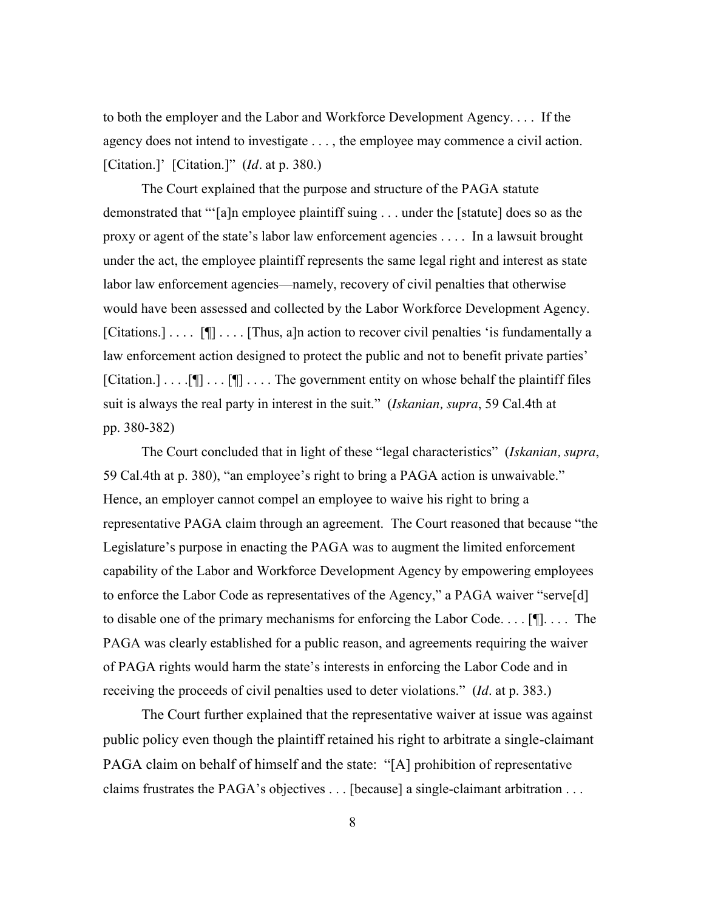to both the employer and the Labor and Workforce Development Agency. . . . If the agency does not intend to investigate . . . , the employee may commence a civil action. [Citation.]' [Citation.]" (*Id*. at p. 380.)

The Court explained that the purpose and structure of the PAGA statute demonstrated that "'[a]n employee plaintiff suing . . . under the [statute] does so as the proxy or agent of the state's labor law enforcement agencies . . . . In a lawsuit brought under the act, the employee plaintiff represents the same legal right and interest as state labor law enforcement agencies—namely, recovery of civil penalties that otherwise would have been assessed and collected by the Labor Workforce Development Agency. [Citations.] . . . . [¶] . . . . [Thus, a]n action to recover civil penalties 'is fundamentally a law enforcement action designed to protect the public and not to benefit private parties' [Citation.] . . . .[¶] . . . [¶] . . . . The government entity on whose behalf the plaintiff files suit is always the real party in interest in the suit." (*Iskanian, supra*, 59 Cal.4th at pp. 380-382)

The Court concluded that in light of these "legal characteristics" (*Iskanian, supra*, 59 Cal.4th at p. 380), "an employee's right to bring a PAGA action is unwaivable." Hence, an employer cannot compel an employee to waive his right to bring a representative PAGA claim through an agreement. The Court reasoned that because "the Legislature's purpose in enacting the PAGA was to augment the limited enforcement capability of the Labor and Workforce Development Agency by empowering employees to enforce the Labor Code as representatives of the Agency," a PAGA waiver "serve[d] to disable one of the primary mechanisms for enforcing the Labor Code. . . . [¶]. . . . The PAGA was clearly established for a public reason, and agreements requiring the waiver of PAGA rights would harm the state's interests in enforcing the Labor Code and in receiving the proceeds of civil penalties used to deter violations." (*Id*. at p. 383.)

The Court further explained that the representative waiver at issue was against public policy even though the plaintiff retained his right to arbitrate a single-claimant PAGA claim on behalf of himself and the state: "[A] prohibition of representative claims frustrates the PAGA's objectives . . . [because] a single-claimant arbitration . . .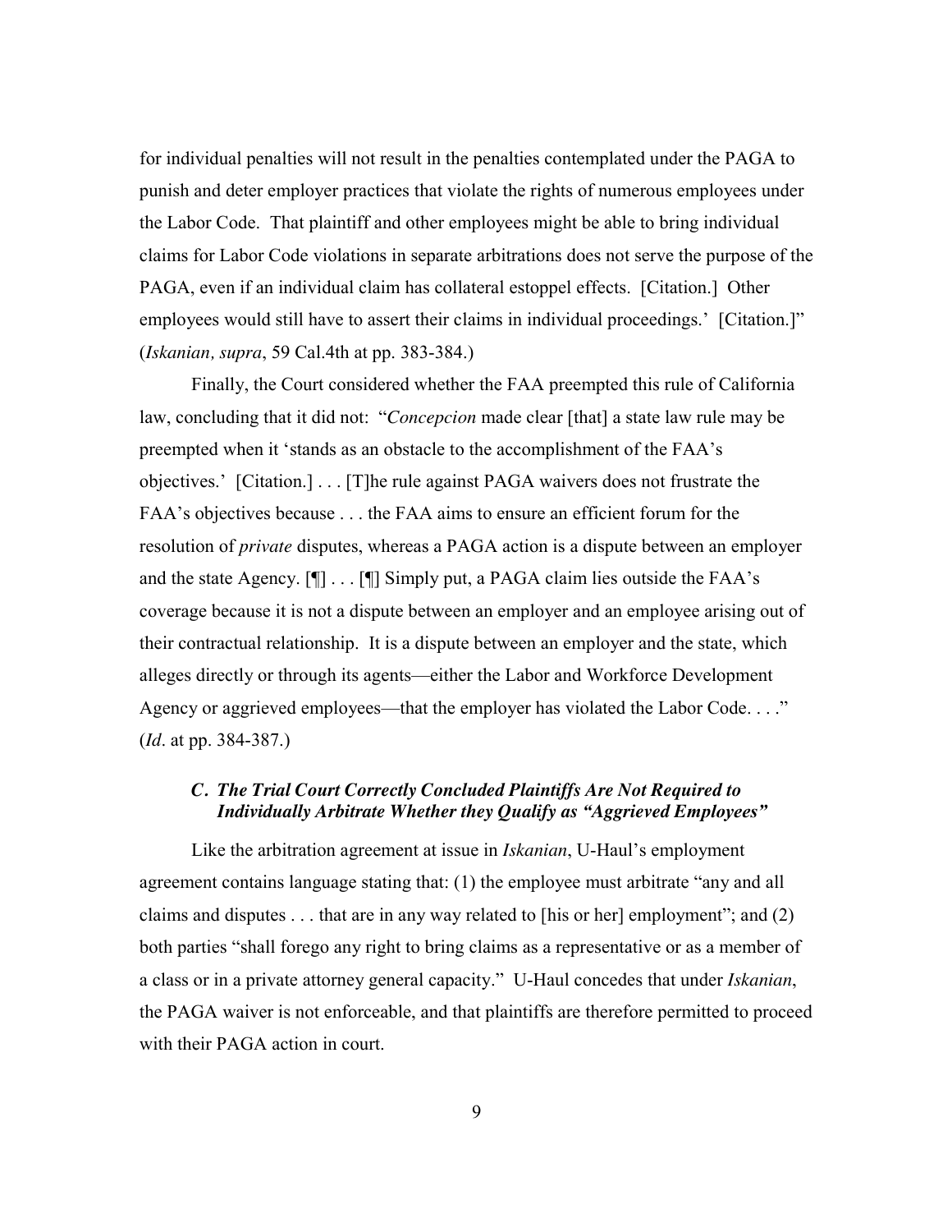for individual penalties will not result in the penalties contemplated under the PAGA to punish and deter employer practices that violate the rights of numerous employees under the Labor Code. That plaintiff and other employees might be able to bring individual claims for Labor Code violations in separate arbitrations does not serve the purpose of the PAGA, even if an individual claim has collateral estoppel effects. [Citation.] Other employees would still have to assert their claims in individual proceedings.' [Citation.]" (*Iskanian, supra*, 59 Cal.4th at pp. 383-384.)

Finally, the Court considered whether the FAA preempted this rule of California law, concluding that it did not: "*Concepcion* made clear [that] a state law rule may be preempted when it 'stands as an obstacle to the accomplishment of the FAA's objectives.' [Citation.] . . . [T]he rule against PAGA waivers does not frustrate the FAA's objectives because . . . the FAA aims to ensure an efficient forum for the resolution of *private* disputes, whereas a PAGA action is a dispute between an employer and the state Agency. [¶] . . . [¶] Simply put, a PAGA claim lies outside the FAA's coverage because it is not a dispute between an employer and an employee arising out of their contractual relationship. It is a dispute between an employer and the state, which alleges directly or through its agents—either the Labor and Workforce Development Agency or aggrieved employees—that the employer has violated the Labor Code. . . ." (*Id*. at pp. 384-387.)

### *C. The Trial Court Correctly Concluded Plaintiffs Are Not Required to Individually Arbitrate Whether they Qualify as "Aggrieved Employees"*

Like the arbitration agreement at issue in *Iskanian*, U-Haul's employment agreement contains language stating that: (1) the employee must arbitrate "any and all claims and disputes . . . that are in any way related to [his or her] employment"; and (2) both parties "shall forego any right to bring claims as a representative or as a member of a class or in a private attorney general capacity." U-Haul concedes that under *Iskanian*, the PAGA waiver is not enforceable, and that plaintiffs are therefore permitted to proceed with their PAGA action in court.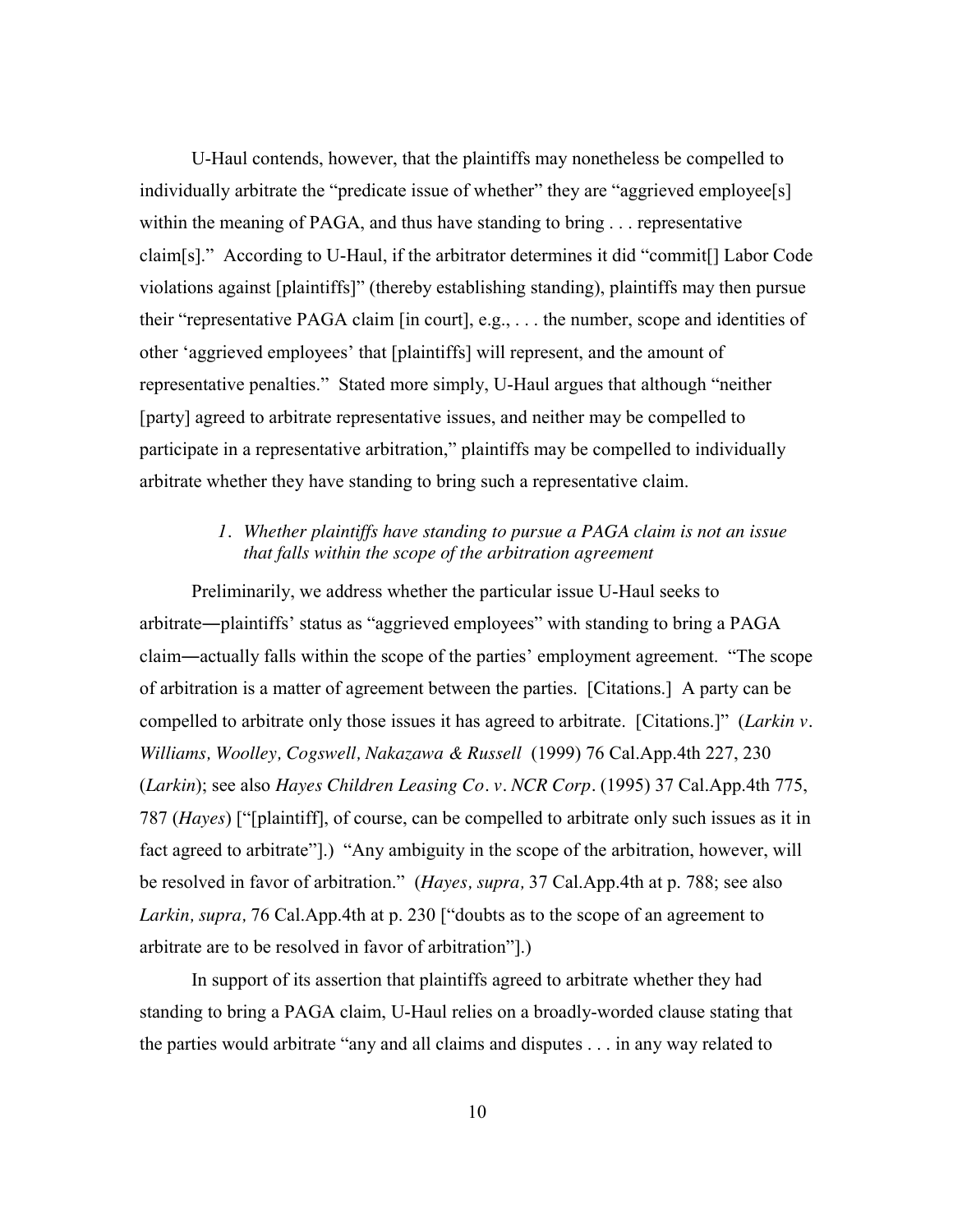U-Haul contends, however, that the plaintiffs may nonetheless be compelled to individually arbitrate the "predicate issue of whether" they are "aggrieved employee[s] within the meaning of PAGA, and thus have standing to bring . . . representative claim[s]." According to U-Haul, if the arbitrator determines it did "commit[] Labor Code violations against [plaintiffs]" (thereby establishing standing), plaintiffs may then pursue their "representative PAGA claim [in court], e.g., . . . the number, scope and identities of other 'aggrieved employees' that [plaintiffs] will represent, and the amount of representative penalties." Stated more simply, U-Haul argues that although "neither [party] agreed to arbitrate representative issues, and neither may be compelled to participate in a representative arbitration," plaintiffs may be compelled to individually arbitrate whether they have standing to bring such a representative claim.

*1. Whether plaintiffs have standing to pursue a PAGA claim is not an issue that falls within the scope of the arbitration agreement*

Preliminarily, we address whether the particular issue U-Haul seeks to arbitrate―plaintiffs' status as "aggrieved employees" with standing to bring a PAGA claim―actually falls within the scope of the parties' employment agreement. "The scope of arbitration is a matter of agreement between the parties. [Citations.] A party can be compelled to arbitrate only those issues it has agreed to arbitrate. [Citations.]" (*Larkin v. Williams, Woolley, Cogswell, Nakazawa & Russell* (1999) 76 Cal.App.4th 227, 230 (*Larkin*); see also *Hayes Children Leasing Co. v. NCR Corp.* (1995) 37 Cal.App.4th 775, 787 (*Hayes*) ["[plaintiff], of course, can be compelled to arbitrate only such issues as it in fact agreed to arbitrate"].) "Any ambiguity in the scope of the arbitration, however, will be resolved in favor of arbitration." (*Hayes, supra,* 37 Cal.App.4th at p. 788; see also *Larkin, supra,* 76 Cal.App.4th at p. 230 ["doubts as to the scope of an agreement to arbitrate are to be resolved in favor of arbitration"].)

In support of its assertion that plaintiffs agreed to arbitrate whether they had standing to bring a PAGA claim, U-Haul relies on a broadly-worded clause stating that the parties would arbitrate "any and all claims and disputes . . . in any way related to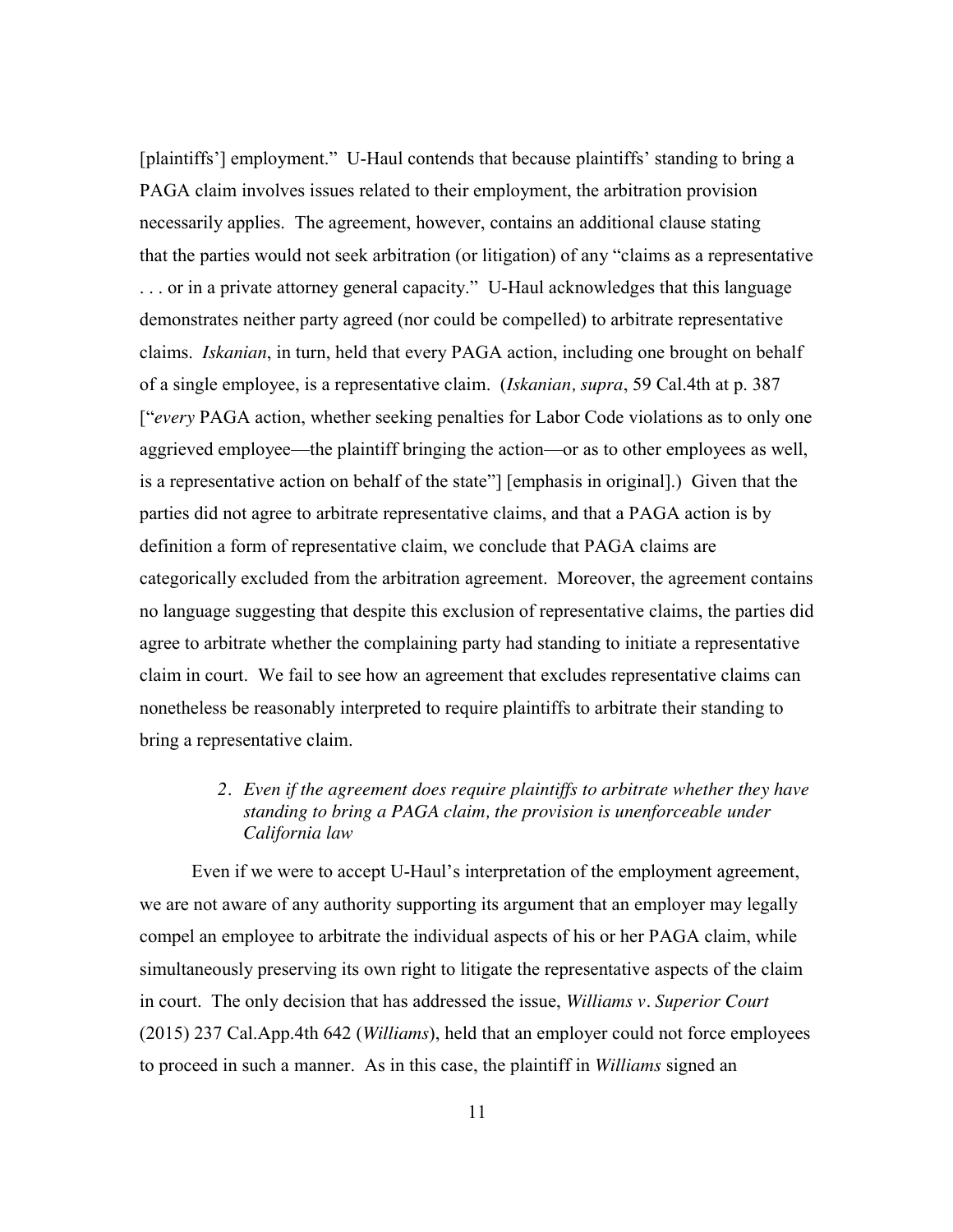[plaintiffs'] employment." U-Haul contends that because plaintiffs' standing to bring a PAGA claim involves issues related to their employment, the arbitration provision necessarily applies. The agreement, however, contains an additional clause stating that the parties would not seek arbitration (or litigation) of any "claims as a representative . . . or in a private attorney general capacity." U-Haul acknowledges that this language demonstrates neither party agreed (nor could be compelled) to arbitrate representative claims. *Iskanian*, in turn, held that every PAGA action, including one brought on behalf of a single employee, is a representative claim. (*Iskanian, supra*, 59 Cal.4th at p. 387 ["*every* PAGA action, whether seeking penalties for Labor Code violations as to only one aggrieved employee—the plaintiff bringing the action—or as to other employees as well, is a representative action on behalf of the state"] [emphasis in original].) Given that the parties did not agree to arbitrate representative claims, and that a PAGA action is by definition a form of representative claim, we conclude that PAGA claims are categorically excluded from the arbitration agreement. Moreover, the agreement contains no language suggesting that despite this exclusion of representative claims, the parties did agree to arbitrate whether the complaining party had standing to initiate a representative claim in court. We fail to see how an agreement that excludes representative claims can nonetheless be reasonably interpreted to require plaintiffs to arbitrate their standing to bring a representative claim.

### *2. Even if the agreement does require plaintiffs to arbitrate whether they have standing to bring a PAGA claim, the provision is unenforceable under California law*

Even if we were to accept U-Haul's interpretation of the employment agreement, we are not aware of any authority supporting its argument that an employer may legally compel an employee to arbitrate the individual aspects of his or her PAGA claim, while simultaneously preserving its own right to litigate the representative aspects of the claim in court. The only decision that has addressed the issue, *Williams v. Superior Court* (2015) 237 Cal.App.4th 642 (*Williams*), held that an employer could not force employees to proceed in such a manner. As in this case, the plaintiff in *Williams* signed an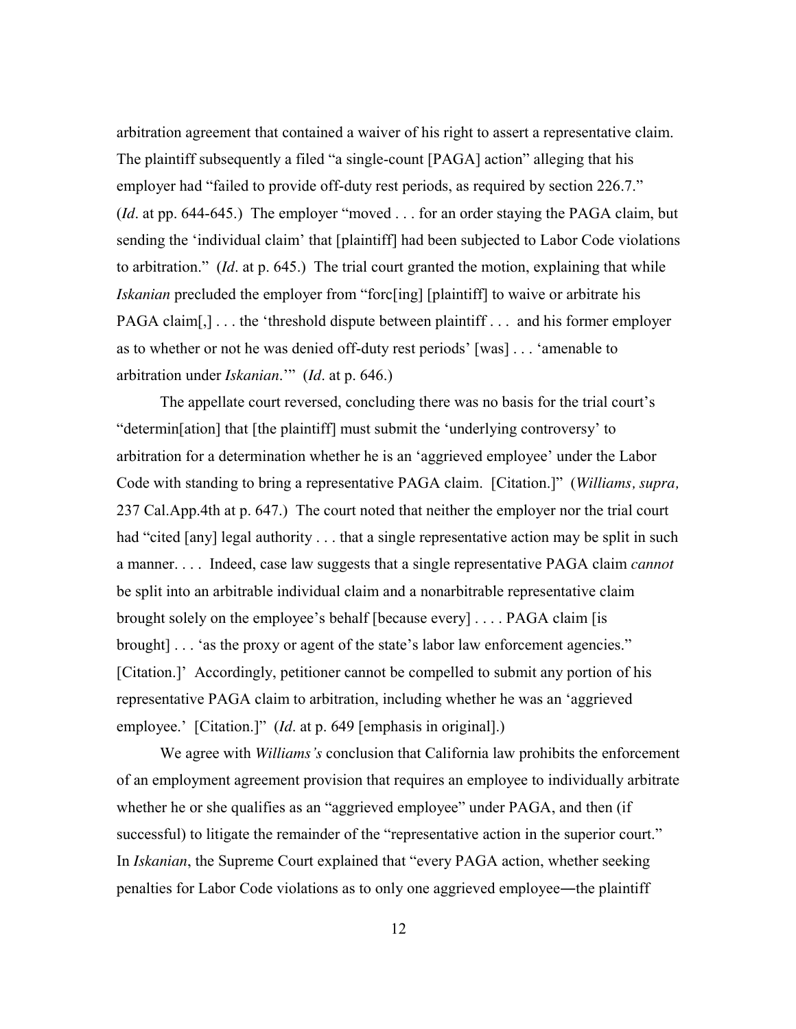arbitration agreement that contained a waiver of his right to assert a representative claim. The plaintiff subsequently a filed "a single-count [PAGA] action" alleging that his employer had "failed to provide off-duty rest periods, as required by section 226.7." (*Id*. at pp. 644-645.) The employer "moved . . . for an order staying the PAGA claim, but sending the 'individual claim' that [plaintiff] had been subjected to Labor Code violations to arbitration." (*Id*. at p. 645.) The trial court granted the motion, explaining that while *Iskanian* precluded the employer from "forc[ing] [plaintiff] to waive or arbitrate his PAGA claim[,] . . . the 'threshold dispute between plaintiff . . . and his former employer as to whether or not he was denied off-duty rest periods' [was] . . . 'amenable to arbitration under *Iskanian*.'" (*Id*. at p. 646.)

The appellate court reversed, concluding there was no basis for the trial court's "determin[ation] that [the plaintiff] must submit the 'underlying controversy' to arbitration for a determination whether he is an 'aggrieved employee' under the Labor Code with standing to bring a representative PAGA claim. [Citation.]" (*Williams, supra,* 237 Cal.App.4th at p. 647.) The court noted that neither the employer nor the trial court had "cited [any] legal authority . . . that a single representative action may be split in such a manner. . . . Indeed, case law suggests that a single representative PAGA claim *cannot* be split into an arbitrable individual claim and a nonarbitrable representative claim brought solely on the employee's behalf [because every] . . . . PAGA claim [is brought] . . . 'as the proxy or agent of the state's labor law enforcement agencies." [Citation.]' Accordingly, petitioner cannot be compelled to submit any portion of his representative PAGA claim to arbitration, including whether he was an 'aggrieved employee.' [Citation.]" (*Id*. at p. 649 [emphasis in original].)

We agree with *Williams's* conclusion that California law prohibits the enforcement of an employment agreement provision that requires an employee to individually arbitrate whether he or she qualifies as an "aggrieved employee" under PAGA, and then (if successful) to litigate the remainder of the "representative action in the superior court." In *Iskanian*, the Supreme Court explained that "every PAGA action, whether seeking penalties for Labor Code violations as to only one aggrieved employee—the plaintiff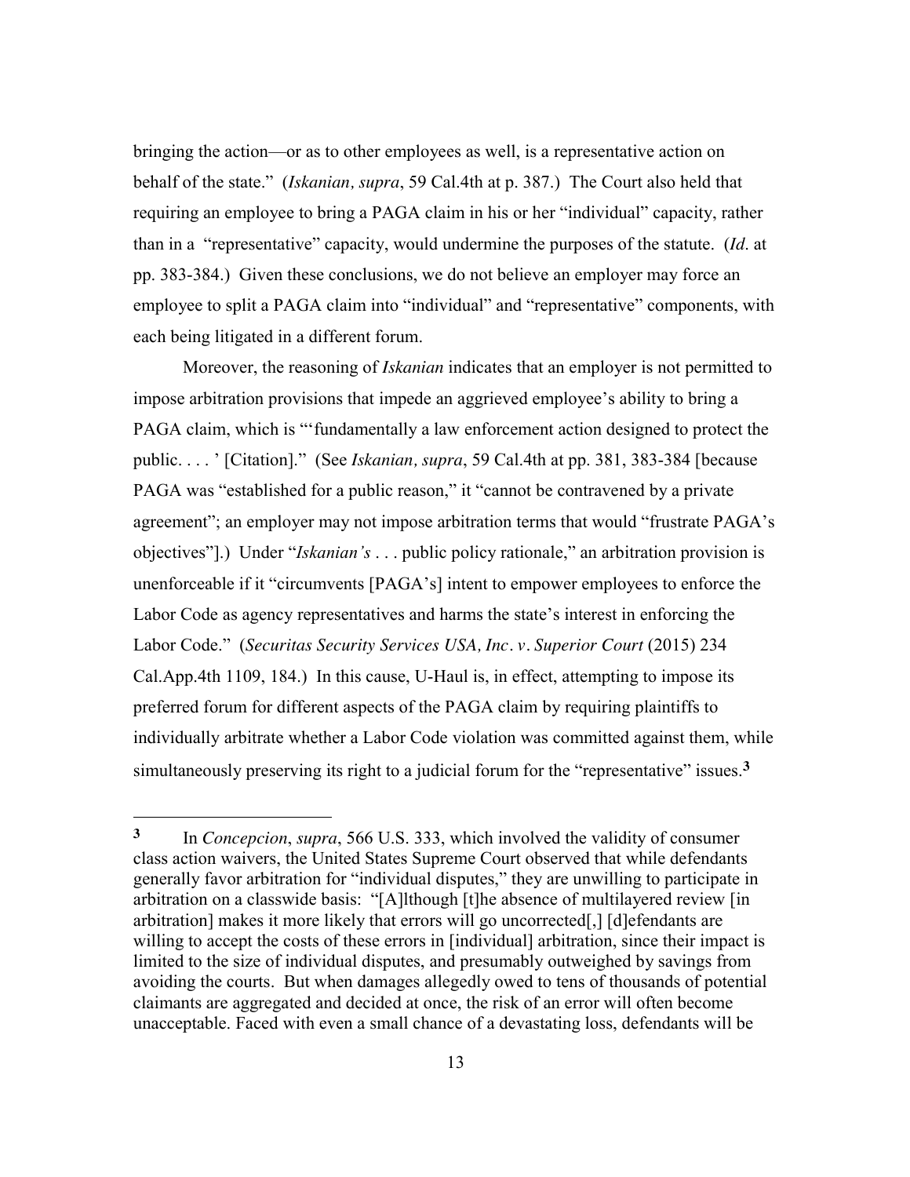bringing the action—or as to other employees as well, is a representative action on behalf of the state." (*Iskanian, supra*, 59 Cal.4th at p. 387.) The Court also held that requiring an employee to bring a PAGA claim in his or her "individual" capacity, rather than in a "representative" capacity, would undermine the purposes of the statute. (*Id*. at pp. 383-384.) Given these conclusions, we do not believe an employer may force an employee to split a PAGA claim into "individual" and "representative" components, with each being litigated in a different forum.

Moreover, the reasoning of *Iskanian* indicates that an employer is not permitted to impose arbitration provisions that impede an aggrieved employee's ability to bring a PAGA claim, which is "'fundamentally a law enforcement action designed to protect the public. . . . ' [Citation]." (See *Iskanian, supra*, 59 Cal.4th at pp. 381, 383-384 [because PAGA was "established for a public reason," it "cannot be contravened by a private agreement"; an employer may not impose arbitration terms that would "frustrate PAGA's objectives"].) Under "*Iskanian's* . . . public policy rationale," an arbitration provision is unenforceable if it "circumvents [PAGA's] intent to empower employees to enforce the Labor Code as agency representatives and harms the state's interest in enforcing the Labor Code." (*Securitas Security Services USA, Inc. v. Superior Court* (2015) 234 Cal.App.4th 1109, 184.) In this cause, U-Haul is, in effect, attempting to impose its preferred forum for different aspects of the PAGA claim by requiring plaintiffs to individually arbitrate whether a Labor Code violation was committed against them, while simultaneously preserving its right to a judicial forum for the "representative" issues.[3]

---

[3] In *Concepcion*, *supra*, 566 U.S. 333, which involved the validity of consumer class action waivers, the United States Supreme Court observed that while defendants generally favor arbitration for "individual disputes," they are unwilling to participate in arbitration on a classwide basis: "[A]lthough [t]he absence of multilayered review [in arbitration] makes it more likely that errors will go uncorrected[,] [d]efendants are willing to accept the costs of these errors in [individual] arbitration, since their impact is limited to the size of individual disputes, and presumably outweighed by savings from avoiding the courts. But when damages allegedly owed to tens of thousands of potential claimants are aggregated and decided at once, the risk of an error will often become unacceptable. Faced with even a small chance of a devastating loss, defendants will be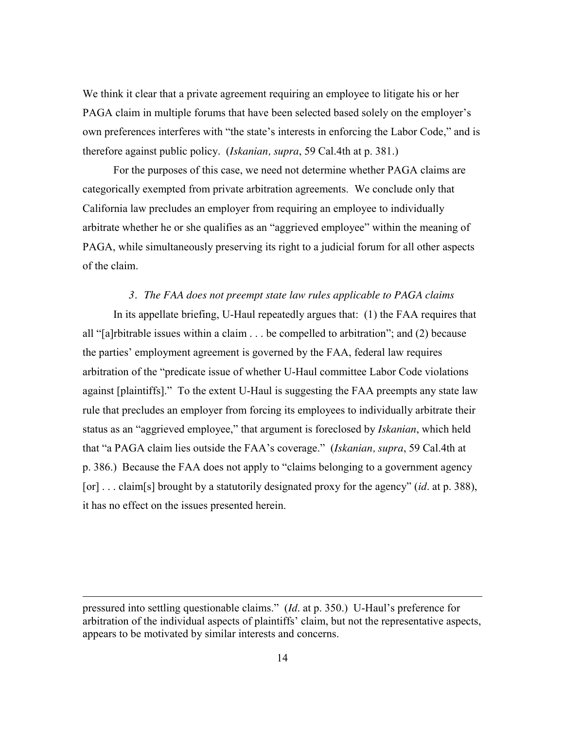We think it clear that a private agreement requiring an employee to litigate his or her PAGA claim in multiple forums that have been selected based solely on the employer's own preferences interferes with "the state's interests in enforcing the Labor Code," and is therefore against public policy. (*Iskanian, supra*, 59 Cal.4th at p. 381.)

For the purposes of this case, we need not determine whether PAGA claims are categorically exempted from private arbitration agreements. We conclude only that California law precludes an employer from requiring an employee to individually arbitrate whether he or she qualifies as an "aggrieved employee" within the meaning of PAGA, while simultaneously preserving its right to a judicial forum for all other aspects of the claim.

### *3. The FAA does not preempt state law rules applicable to PAGA claims*

In its appellate briefing, U-Haul repeatedly argues that: (1) the FAA requires that all "[a]rbitrable issues within a claim . . . be compelled to arbitration"; and (2) because the parties' employment agreement is governed by the FAA, federal law requires arbitration of the "predicate issue of whether U-Haul committee Labor Code violations against [plaintiffs]." To the extent U-Haul is suggesting the FAA preempts any state law rule that precludes an employer from forcing its employees to individually arbitrate their status as an "aggrieved employee," that argument is foreclosed by *Iskanian*, which held that "a PAGA claim lies outside the FAA's coverage." (*Iskanian, supra*, 59 Cal.4th at p. 386.) Because the FAA does not apply to "claims belonging to a government agency [or] . . . claim[s] brought by a statutorily designated proxy for the agency" (*id*. at p. 388), it has no effect on the issues presented herein.

---

pressured into settling questionable claims." (*Id*. at p. 350.) U-Haul's preference for arbitration of the individual aspects of plaintiffs' claim, but not the representative aspects, appears to be motivated by similar interests and concerns.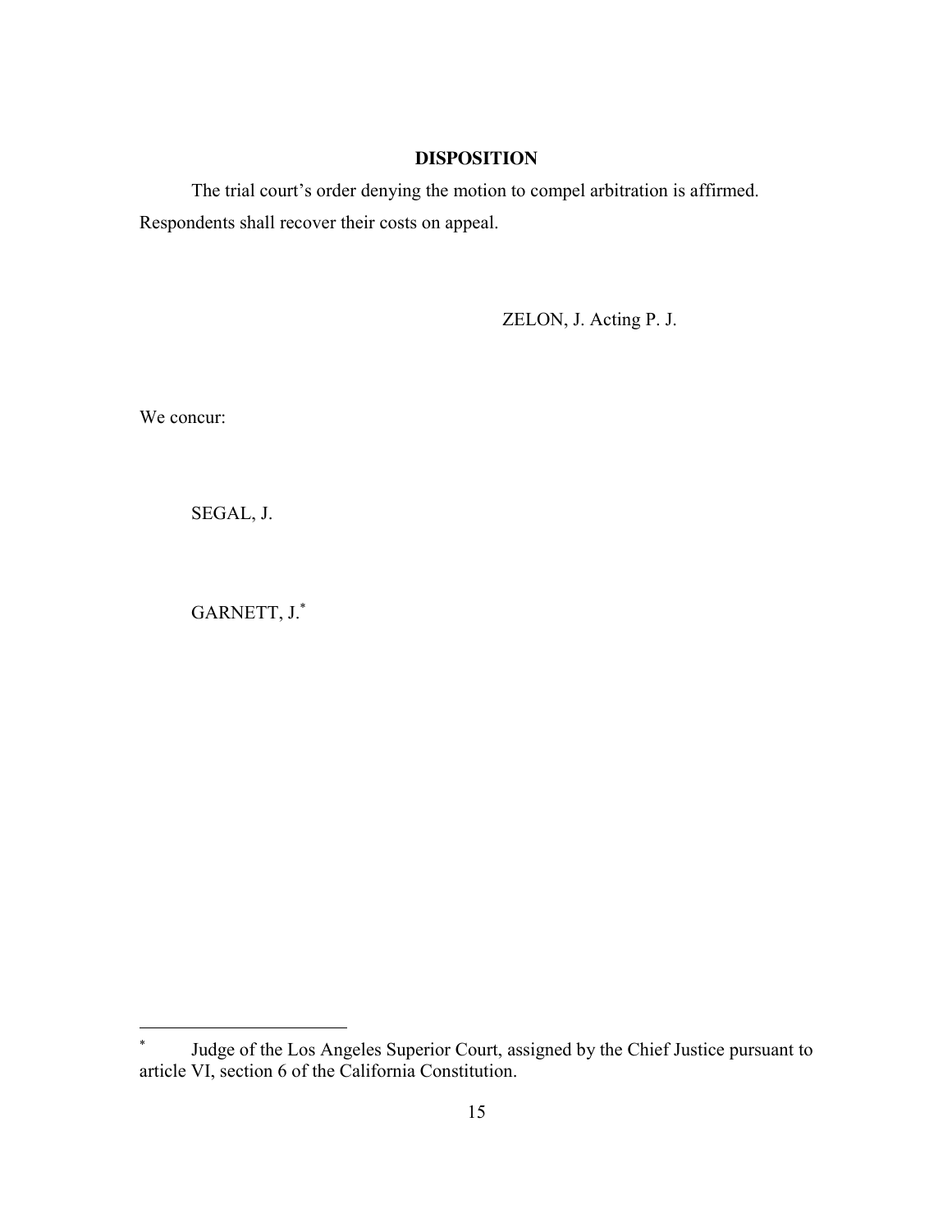## DISPOSITION

The trial court's order denying the motion to compel arbitration is affirmed. Respondents shall recover their costs on appeal.

ZELON, J. Acting P. J.

We concur:

SEGAL, J.

GARNETT, J.[*]

---

[*] Judge of the Los Angeles Superior Court, assigned by the Chief Justice pursuant to article VI, section 6 of the California Constitution.